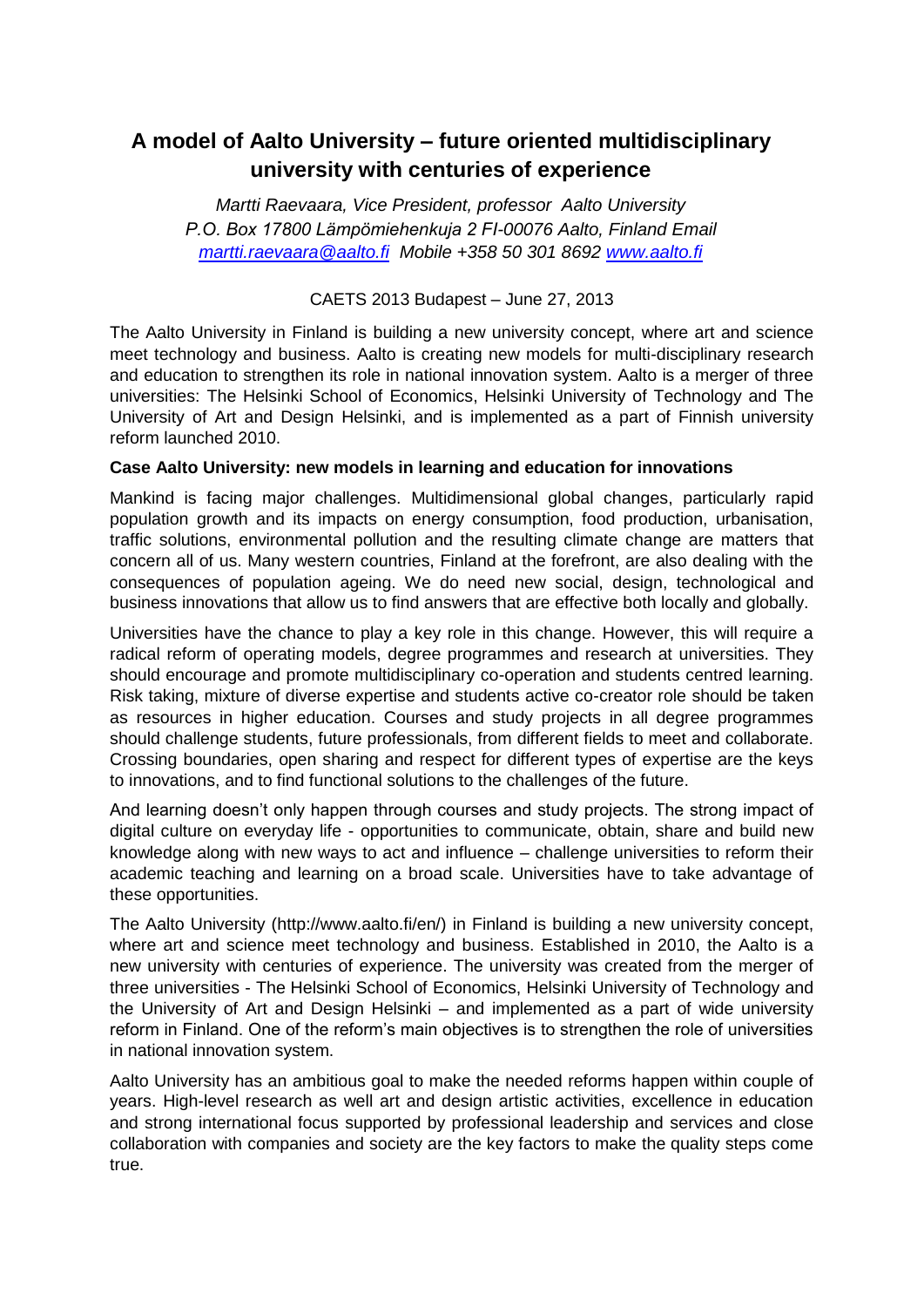# A model of Aalto University – future oriented multidisciplinary university with centuries of experience

*Martti Raevaara, Vice President, professor Aalto University*
*P.O. Box 17800 Lämpömiehenkuja 2 FI-00076 Aalto, Finland Email [martti.raevaara@aalto.fi](mailto:martti.raevaara@aalto.fi) Mobile +358 50 301 8692 [www.aalto.fi](http://www.aalto.fi)*

CAETS 2013 Budapest – June 27, 2013

The Aalto University in Finland is building a new university concept, where art and science meet technology and business. Aalto is creating new models for multi-disciplinary research and education to strengthen its role in national innovation system. Aalto is a merger of three universities: The Helsinki School of Economics, Helsinki University of Technology and The University of Art and Design Helsinki, and is implemented as a part of Finnish university reform launched 2010.

**Case Aalto University: new models in learning and education for innovations**

Mankind is facing major challenges. Multidimensional global changes, particularly rapid population growth and its impacts on energy consumption, food production, urbanisation, traffic solutions, environmental pollution and the resulting climate change are matters that concern all of us. Many western countries, Finland at the forefront, are also dealing with the consequences of population ageing. We do need new social, design, technological and business innovations that allow us to find answers that are effective both locally and globally.

Universities have the chance to play a key role in this change. However, this will require a radical reform of operating models, degree programmes and research at universities. They should encourage and promote multidisciplinary co-operation and students centred learning. Risk taking, mixture of diverse expertise and students active co-creator role should be taken as resources in higher education. Courses and study projects in all degree programmes should challenge students, future professionals, from different fields to meet and collaborate. Crossing boundaries, open sharing and respect for different types of expertise are the keys to innovations, and to find functional solutions to the challenges of the future.

And learning doesn't only happen through courses and study projects. The strong impact of digital culture on everyday life - opportunities to communicate, obtain, share and build new knowledge along with new ways to act and influence – challenge universities to reform their academic teaching and learning on a broad scale. Universities have to take advantage of these opportunities.

The Aalto University (http://www.aalto.fi/en/) in Finland is building a new university concept, where art and science meet technology and business. Established in 2010, the Aalto is a new university with centuries of experience. The university was created from the merger of three universities - The Helsinki School of Economics, Helsinki University of Technology and the University of Art and Design Helsinki – and implemented as a part of wide university reform in Finland. One of the reform's main objectives is to strengthen the role of universities in national innovation system.

Aalto University has an ambitious goal to make the needed reforms happen within couple of years. High-level research as well art and design artistic activities, excellence in education and strong international focus supported by professional leadership and services and close collaboration with companies and society are the key factors to make the quality steps come true.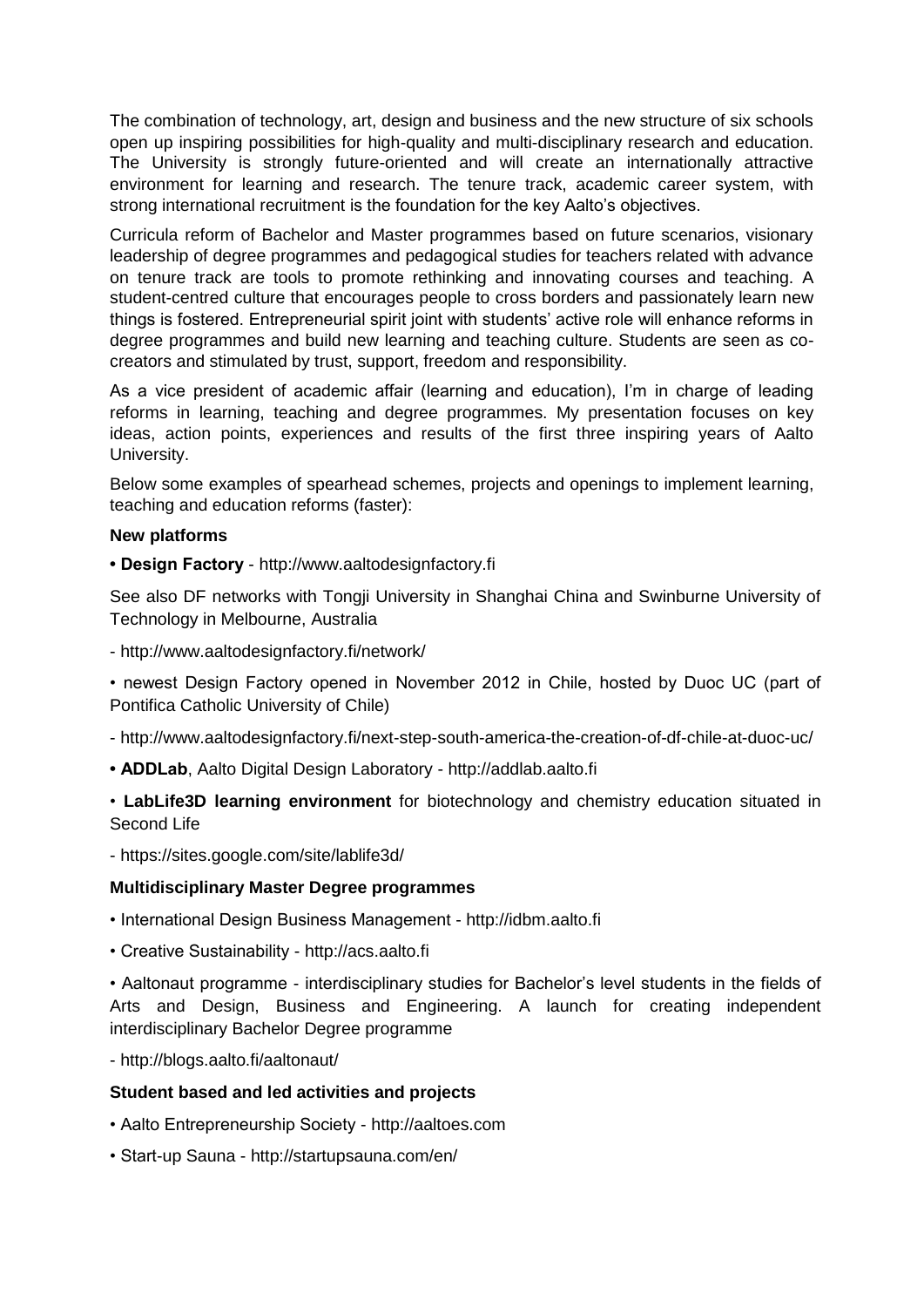The combination of technology, art, design and business and the new structure of six schools open up inspiring possibilities for high-quality and multi-disciplinary research and education. The University is strongly future-oriented and will create an internationally attractive environment for learning and research. The tenure track, academic career system, with strong international recruitment is the foundation for the key Aalto's objectives.

Curricula reform of Bachelor and Master programmes based on future scenarios, visionary leadership of degree programmes and pedagogical studies for teachers related with advance on tenure track are tools to promote rethinking and innovating courses and teaching. A student-centred culture that encourages people to cross borders and passionately learn new things is fostered. Entrepreneurial spirit joint with students' active role will enhance reforms in degree programmes and build new learning and teaching culture. Students are seen as co-creators and stimulated by trust, support, freedom and responsibility.

As a vice president of academic affair (learning and education), I'm in charge of leading reforms in learning, teaching and degree programmes. My presentation focuses on key ideas, action points, experiences and results of the first three inspiring years of Aalto University.

Below some examples of spearhead schemes, projects and openings to implement learning, teaching and education reforms (faster):

**New platforms**

**• Design Factory** - http://www.aaltodesignfactory.fi

See also DF networks with Tongji University in Shanghai China and Swinburne University of Technology in Melbourne, Australia

- http://www.aaltodesignfactory.fi/network/

• newest Design Factory opened in November 2012 in Chile, hosted by Duoc UC (part of Pontifica Catholic University of Chile)

- http://www.aaltodesignfactory.fi/next-step-south-america-the-creation-of-df-chile-at-duoc-uc/

**• ADDLab**, Aalto Digital Design Laboratory - http://addlab.aalto.fi

• **LabLife3D learning environment** for biotechnology and chemistry education situated in Second Life

- https://sites.google.com/site/lablife3d/

**Multidisciplinary Master Degree programmes**

• International Design Business Management - http://idbm.aalto.fi

• Creative Sustainability - http://acs.aalto.fi

• Aaltonaut programme - interdisciplinary studies for Bachelor's level students in the fields of Arts and Design, Business and Engineering. A launch for creating independent interdisciplinary Bachelor Degree programme

- http://blogs.aalto.fi/aaltonaut/

**Student based and led activities and projects**

• Aalto Entrepreneurship Society - http://aaltoes.com

• Start-up Sauna - http://startupsauna.com/en/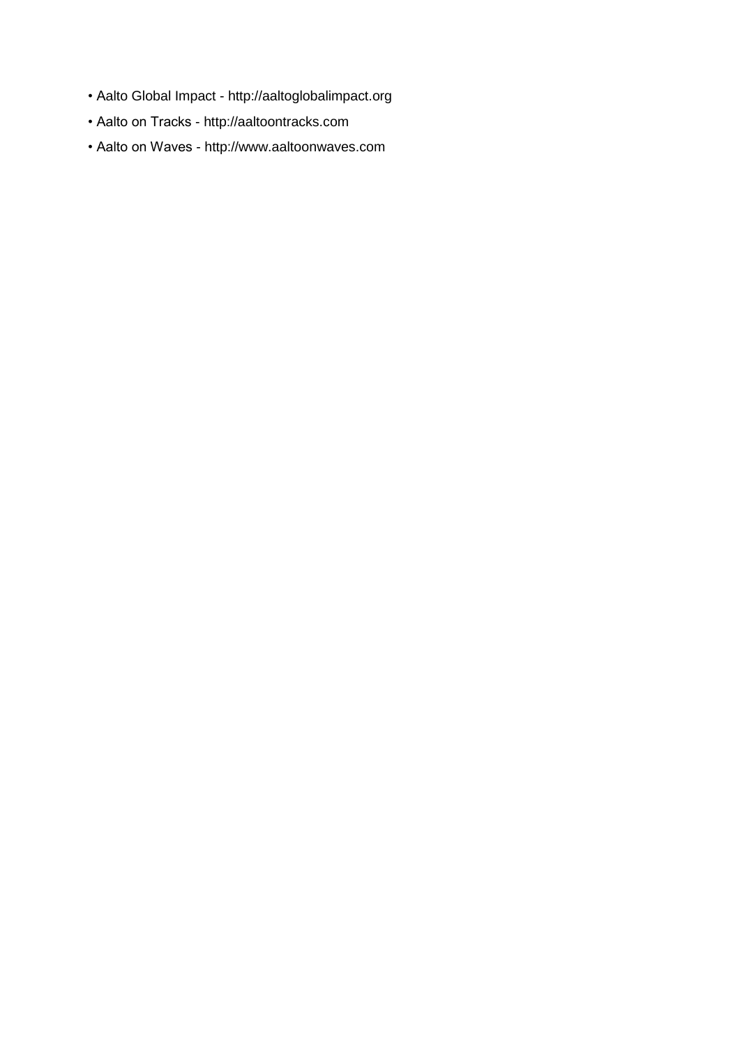- Aalto Global Impact - http://aaltoglobalimpact.org
- Aalto on Tracks - http://aaltoontracks.com
- Aalto on Waves - http://www.aaltoonwaves.com